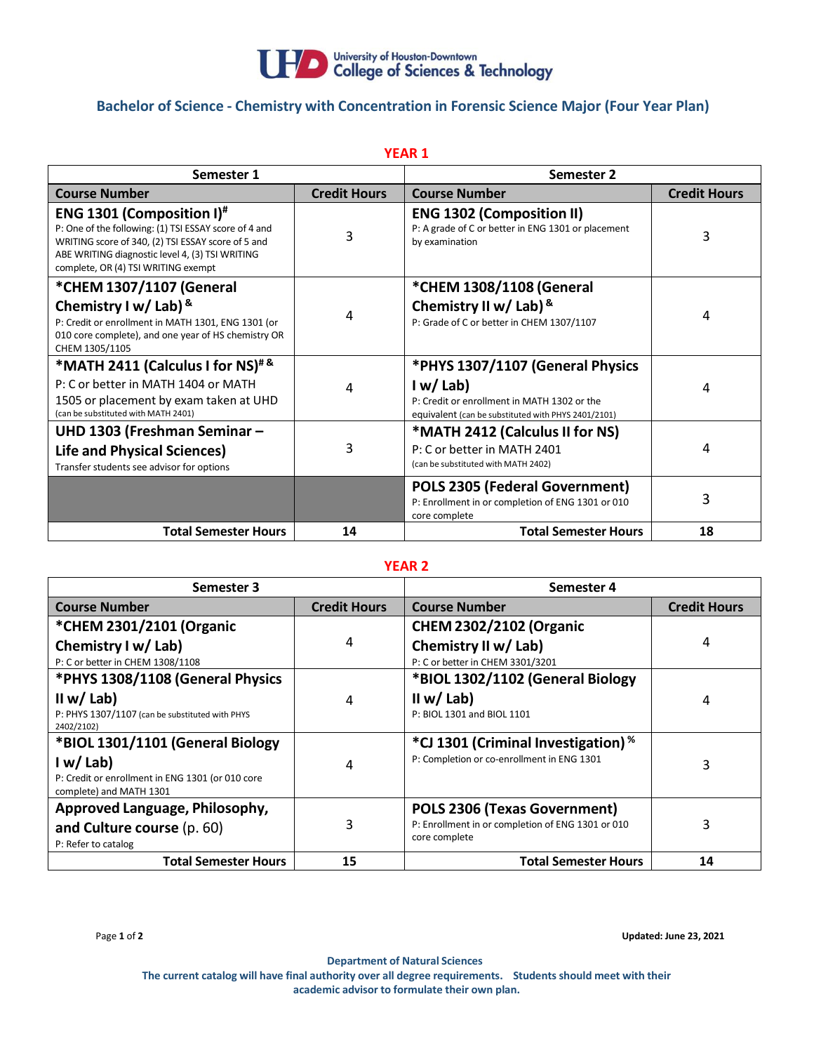University of Houston-Downtown
College of Sciences & Technology

# Bachelor of Science - Chemistry with Concentration in Forensic Science Major (Four Year Plan)

## YEAR 1

| Semester 1 | | Semester 2 | |
|---|---|---|---|
| **Course Number** | **Credit Hours** | **Course Number** | **Credit Hours** |
| **ENG 1301 (Composition I)#** P: One of the following: (1) TSI ESSAY score of 4 and WRITING score of 340, (2) TSI ESSAY score of 5 and ABE WRITING diagnostic level 4, (3) TSI WRITING complete, OR (4) TSI WRITING exempt | 3 | **ENG 1302 (Composition II)** P: A grade of C or better in ENG 1301 or placement by examination | 3 |
| **\*CHEM 1307/1107 (General Chemistry I w/ Lab) &** P: Credit or enrollment in MATH 1301, ENG 1301 (or 010 core complete), and one year of HS chemistry OR CHEM 1305/1105 | 4 | **\*CHEM 1308/1108 (General Chemistry II w/ Lab) &** P: Grade of C or better in CHEM 1307/1107 | 4 |
| **\*MATH 2411 (Calculus I for NS)# &** P: C or better in MATH 1404 or MATH 1505 or placement by exam taken at UHD (can be substituted with MATH 2401) | 4 | **\*PHYS 1307/1107 (General Physics I w/ Lab)** P: Credit or enrollment in MATH 1302 or the equivalent (can be substituted with PHYS 2401/2101) | 4 |
| **UHD 1303 (Freshman Seminar – Life and Physical Sciences)** Transfer students see advisor for options | 3 | **\*MATH 2412 (Calculus II for NS)** P: C or better in MATH 2401 (can be substituted with MATH 2402) | 4 |
| | | **POLS 2305 (Federal Government)** P: Enrollment in or completion of ENG 1301 or 010 core complete | 3 |
| **Total Semester Hours** | **14** | **Total Semester Hours** | **18** |

## YEAR 2

| Semester 3 | | Semester 4 | |
|---|---|---|---|
| **Course Number** | **Credit Hours** | **Course Number** | **Credit Hours** |
| **\*CHEM 2301/2101 (Organic Chemistry I w/ Lab)** P: C or better in CHEM 1308/1108 | 4 | **CHEM 2302/2102 (Organic Chemistry II w/ Lab)** P: C or better in CHEM 3301/3201 | 4 |
| **\*PHYS 1308/1108 (General Physics II w/ Lab)** P: PHYS 1307/1107 (can be substituted with PHYS 2402/2102) | 4 | **\*BIOL 1302/1102 (General Biology II w/ Lab)** P: BIOL 1301 and BIOL 1101 | 4 |
| **\*BIOL 1301/1101 (General Biology I w/ Lab)** P: Credit or enrollment in ENG 1301 (or 010 core complete) and MATH 1301 | 4 | **\*CJ 1301 (Criminal Investigation) %** P: Completion or co-enrollment in ENG 1301 | 3 |
| **Approved Language, Philosophy, and Culture course** (p. 60) P: Refer to catalog | 3 | **POLS 2306 (Texas Government)** P: Enrollment in or completion of ENG 1301 or 010 core complete | 3 |
| **Total Semester Hours** | **15** | **Total Semester Hours** | **14** |

Updated: June 23, 2021

**Department of Natural Sciences**
**The current catalog will have final authority over all degree requirements. Students should meet with their academic advisor to formulate their own plan.**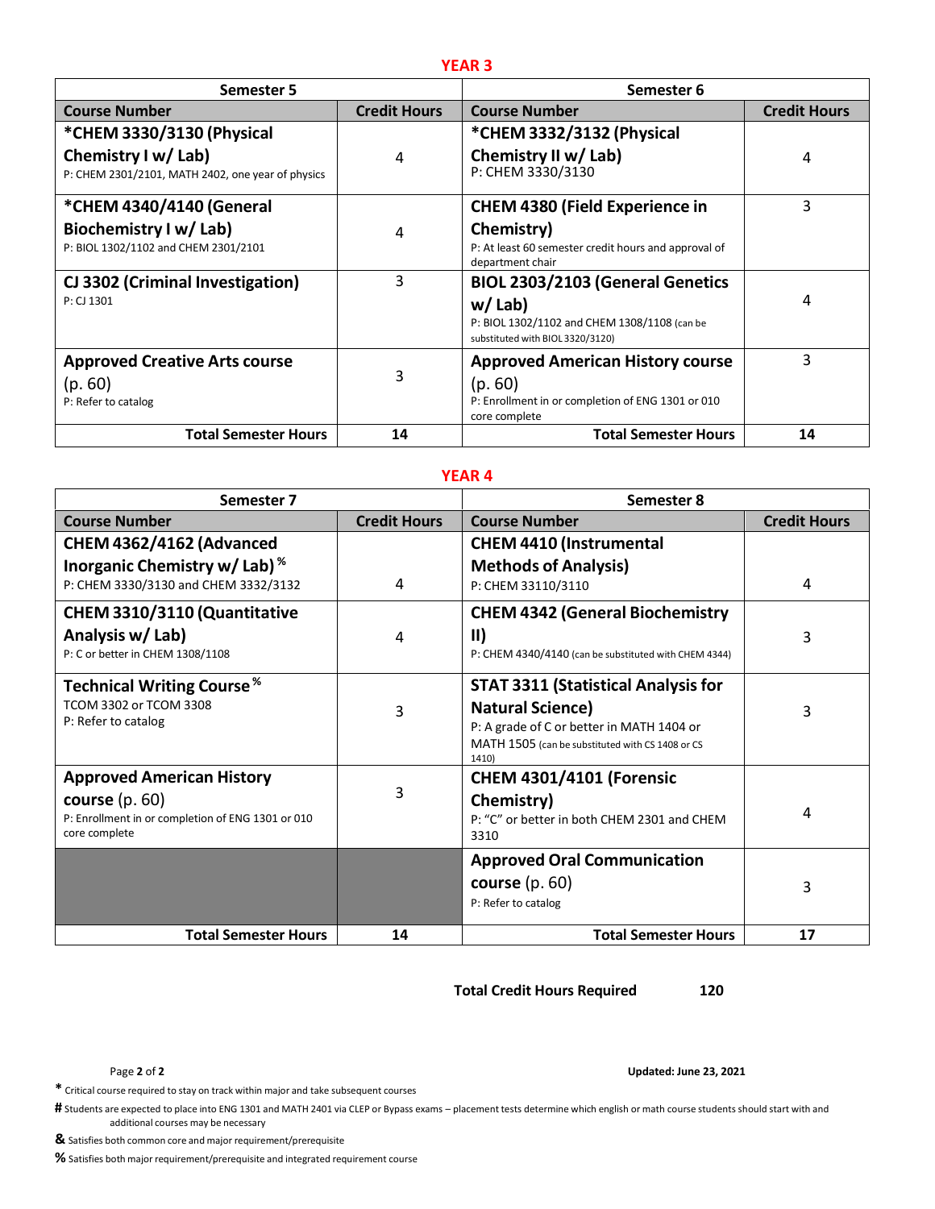## YEAR 3

| Semester 5 | | Semester 6 | |
|---|---|---|---|
| **Course Number** | **Credit Hours** | **Course Number** | **Credit Hours** |
| ***CHEM 3330/3130 (Physical Chemistry I w/ Lab)** P: CHEM 2301/2101, MATH 2402, one year of physics | 4 | ***CHEM 3332/3132 (Physical Chemistry II w/ Lab)** P: CHEM 3330/3130 | 4 |
| ***CHEM 4340/4140 (General Biochemistry I w/ Lab)** P: BIOL 1302/1102 and CHEM 2301/2101 | 4 | **CHEM 4380 (Field Experience in Chemistry)** P: At least 60 semester credit hours and approval of department chair | 3 |
| **CJ 3302 (Criminal Investigation)** P: CJ 1301 | 3 | **BIOL 2303/2103 (General Genetics w/ Lab)** P: BIOL 1302/1102 and CHEM 1308/1108 (can be substituted with BIOL 3320/3120) | 4 |
| **Approved Creative Arts course** (p. 60) P: Refer to catalog | 3 | **Approved American History course** (p. 60) P: Enrollment in or completion of ENG 1301 or 010 core complete | 3 |
| **Total Semester Hours** | **14** | **Total Semester Hours** | **14** |

## YEAR 4

| Semester 7 | | Semester 8 | |
|---|---|---|---|
| **Course Number** | **Credit Hours** | **Course Number** | **Credit Hours** |
| **CHEM 4362/4162 (Advanced Inorganic Chemistry w/ Lab) %** P: CHEM 3330/3130 and CHEM 3332/3132 | 4 | **CHEM 4410 (Instrumental Methods of Analysis)** P: CHEM 33110/3110 | 4 |
| **CHEM 3310/3110 (Quantitative Analysis w/ Lab)** P: C or better in CHEM 1308/1108 | 4 | **CHEM 4342 (General Biochemistry II)** P: CHEM 4340/4140 (can be substituted with CHEM 4344) | 3 |
| **Technical Writing Course %** TCOM 3302 or TCOM 3308 P: Refer to catalog | 3 | **STAT 3311 (Statistical Analysis for Natural Science)** P: A grade of C or better in MATH 1404 or MATH 1505 (can be substituted with CS 1408 or CS 1410) | 3 |
| **Approved American History course** (p. 60) P: Enrollment in or completion of ENG 1301 or 010 core complete | 3 | **CHEM 4301/4101 (Forensic Chemistry)** P: "C" or better in both CHEM 2301 and CHEM 3310 | 4 |
| | | **Approved Oral Communication course** (p. 60) P: Refer to catalog | 3 |
| **Total Semester Hours** | **14** | **Total Semester Hours** | **17** |

**Total Credit Hours Required** **120**

Updated: June 23, 2021

* Critical course required to stay on track within major and take subsequent courses

# Students are expected to place into ENG 1301 and MATH 2401 via CLEP or Bypass exams – placement tests determine which english or math course students should start with and additional courses may be necessary

& Satisfies both common core and major requirement/prerequisite

% Satisfies both major requirement/prerequisite and integrated requirement course